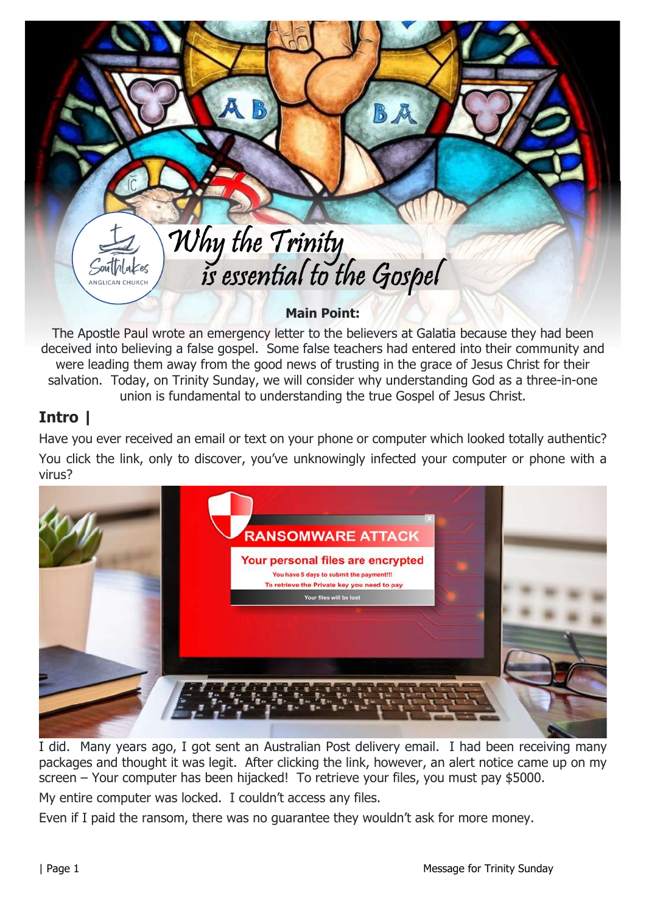# Why the Trinity is essential to the Gospel

**Main Point:**

The Apostle Paul wrote an emergency letter to the believers at Galatia because they had been deceived into believing a false gospel. Some false teachers had entered into their community and were leading them away from the good news of trusting in the grace of Jesus Christ for their salvation. Today, on Trinity Sunday, we will consider why understanding God as a three-in-one union is fundamental to understanding the true Gospel of Jesus Christ.

## Intro |

Have you ever received an email or text on your phone or computer which looked totally authentic? You click the link, only to discover, you've unknowingly infected your computer or phone with a virus?

I did. Many years ago, I got sent an Australian Post delivery email. I had been receiving many packages and thought it was legit. After clicking the link, however, an alert notice came up on my screen – Your computer has been hijacked! To retrieve your files, you must pay $5000.

My entire computer was locked. I couldn't access any files.

Even if I paid the ransom, there was no guarantee they wouldn't ask for more money.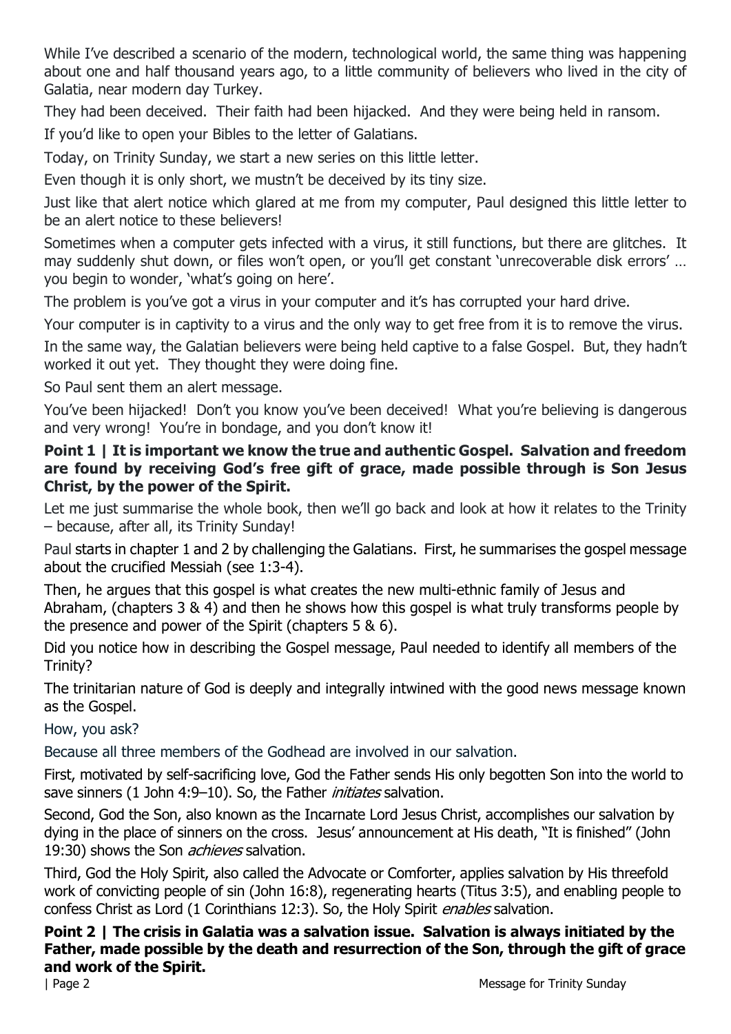While I've described a scenario of the modern, technological world, the same thing was happening about one and half thousand years ago, to a little community of believers who lived in the city of Galatia, near modern day Turkey.

They had been deceived. Their faith had been hijacked. And they were being held in ransom.

If you'd like to open your Bibles to the letter of Galatians.

Today, on Trinity Sunday, we start a new series on this little letter.

Even though it is only short, we mustn't be deceived by its tiny size.

Just like that alert notice which glared at me from my computer, Paul designed this little letter to be an alert notice to these believers!

Sometimes when a computer gets infected with a virus, it still functions, but there are glitches. It may suddenly shut down, or files won't open, or you'll get constant 'unrecoverable disk errors' … you begin to wonder, 'what's going on here'.

The problem is you've got a virus in your computer and it's has corrupted your hard drive.

Your computer is in captivity to a virus and the only way to get free from it is to remove the virus.

In the same way, the Galatian believers were being held captive to a false Gospel. But, they hadn't worked it out yet. They thought they were doing fine.

So Paul sent them an alert message.

You've been hijacked! Don't you know you've been deceived! What you're believing is dangerous and very wrong! You're in bondage, and you don't know it!

**Point 1 | It is important we know the true and authentic Gospel. Salvation and freedom are found by receiving God's free gift of grace, made possible through is Son Jesus Christ, by the power of the Spirit.**

Let me just summarise the whole book, then we'll go back and look at how it relates to the Trinity – because, after all, its Trinity Sunday!

Paul starts in chapter 1 and 2 by challenging the Galatians. First, he summarises the gospel message about the crucified Messiah (see 1:3-4).

Then, he argues that this gospel is what creates the new multi-ethnic family of Jesus and Abraham, (chapters 3 & 4) and then he shows how this gospel is what truly transforms people by the presence and power of the Spirit (chapters 5 & 6).

Did you notice how in describing the Gospel message, Paul needed to identify all members of the Trinity?

The trinitarian nature of God is deeply and integrally intwined with the good news message known as the Gospel.

How, you ask?

Because all three members of the Godhead are involved in our salvation.

First, motivated by self-sacrificing love, God the Father sends His only begotten Son into the world to save sinners (1 John 4:9–10). So, the Father *initiates* salvation.

Second, God the Son, also known as the Incarnate Lord Jesus Christ, accomplishes our salvation by dying in the place of sinners on the cross. Jesus' announcement at His death, "It is finished" (John 19:30) shows the Son *achieves* salvation.

Third, God the Holy Spirit, also called the Advocate or Comforter, applies salvation by His threefold work of convicting people of sin (John 16:8), regenerating hearts (Titus 3:5), and enabling people to confess Christ as Lord (1 Corinthians 12:3). So, the Holy Spirit *enables* salvation.

**Point 2 | The crisis in Galatia was a salvation issue. Salvation is always initiated by the Father, made possible by the death and resurrection of the Son, through the gift of grace and work of the Spirit.**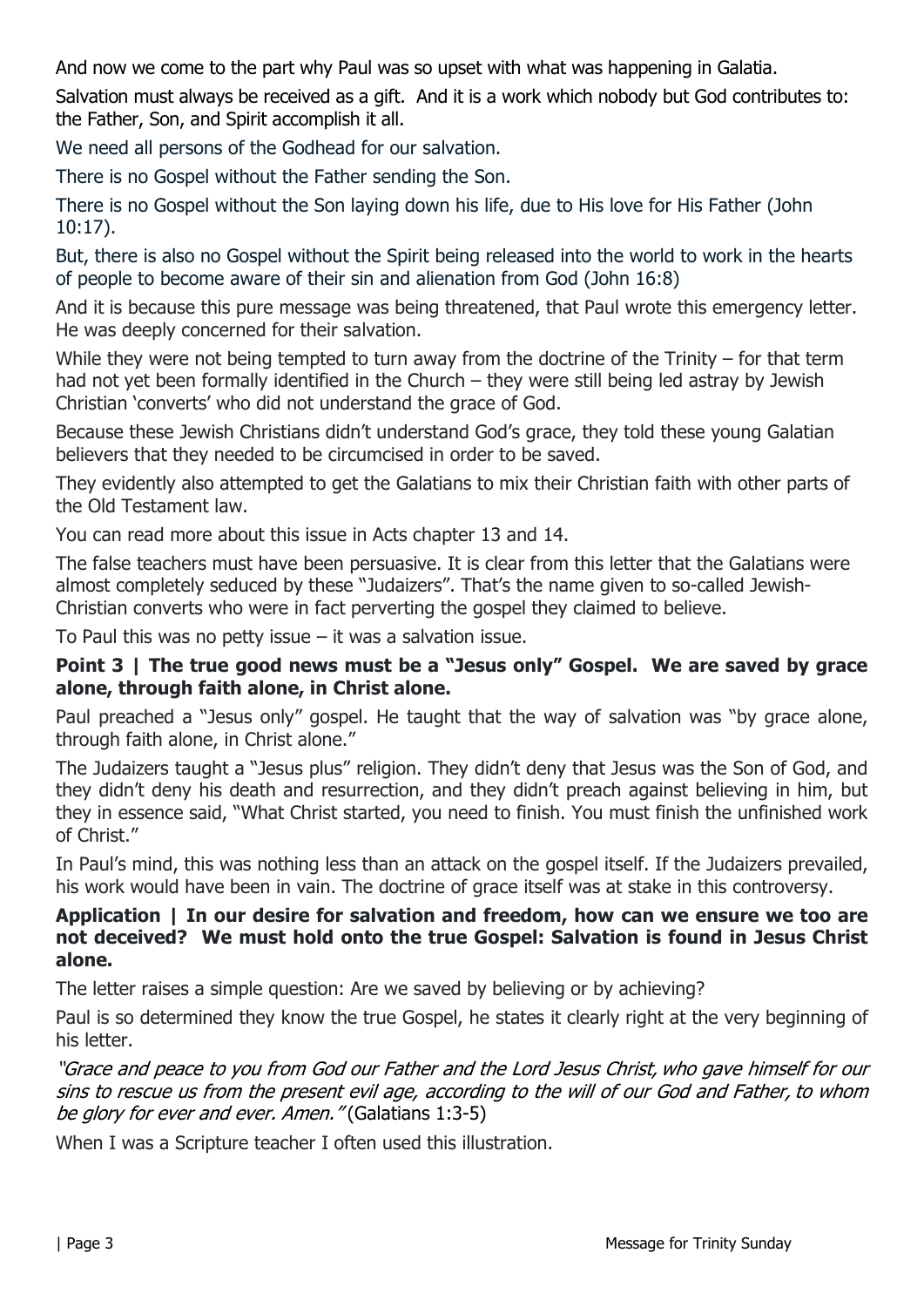And now we come to the part why Paul was so upset with what was happening in Galatia.

Salvation must always be received as a gift. And it is a work which nobody but God contributes to: the Father, Son, and Spirit accomplish it all.

We need all persons of the Godhead for our salvation.

There is no Gospel without the Father sending the Son.

There is no Gospel without the Son laying down his life, due to His love for His Father (John 10:17).

But, there is also no Gospel without the Spirit being released into the world to work in the hearts of people to become aware of their sin and alienation from God (John 16:8)

And it is because this pure message was being threatened, that Paul wrote this emergency letter. He was deeply concerned for their salvation.

While they were not being tempted to turn away from the doctrine of the Trinity – for that term had not yet been formally identified in the Church – they were still being led astray by Jewish Christian 'converts' who did not understand the grace of God.

Because these Jewish Christians didn't understand God's grace, they told these young Galatian believers that they needed to be circumcised in order to be saved.

They evidently also attempted to get the Galatians to mix their Christian faith with other parts of the Old Testament law.

You can read more about this issue in Acts chapter 13 and 14.

The false teachers must have been persuasive. It is clear from this letter that the Galatians were almost completely seduced by these "Judaizers". That's the name given to so-called Jewish-Christian converts who were in fact perverting the gospel they claimed to believe.

To Paul this was no petty issue – it was a salvation issue.

**Point 3 | The true good news must be a "Jesus only" Gospel. We are saved by grace alone, through faith alone, in Christ alone.**

Paul preached a "Jesus only" gospel. He taught that the way of salvation was "by grace alone, through faith alone, in Christ alone."

The Judaizers taught a "Jesus plus" religion. They didn't deny that Jesus was the Son of God, and they didn't deny his death and resurrection, and they didn't preach against believing in him, but they in essence said, "What Christ started, you need to finish. You must finish the unfinished work of Christ."

In Paul's mind, this was nothing less than an attack on the gospel itself. If the Judaizers prevailed, his work would have been in vain. The doctrine of grace itself was at stake in this controversy.

**Application | In our desire for salvation and freedom, how can we ensure we too are not deceived? We must hold onto the true Gospel: Salvation is found in Jesus Christ alone.**

The letter raises a simple question: Are we saved by believing or by achieving?

Paul is so determined they know the true Gospel, he states it clearly right at the very beginning of his letter.

*"Grace and peace to you from God our Father and the Lord Jesus Christ, who gave himself for our sins to rescue us from the present evil age, according to the will of our God and Father, to whom be glory for ever and ever. Amen."* (Galatians 1:3-5)

When I was a Scripture teacher I often used this illustration.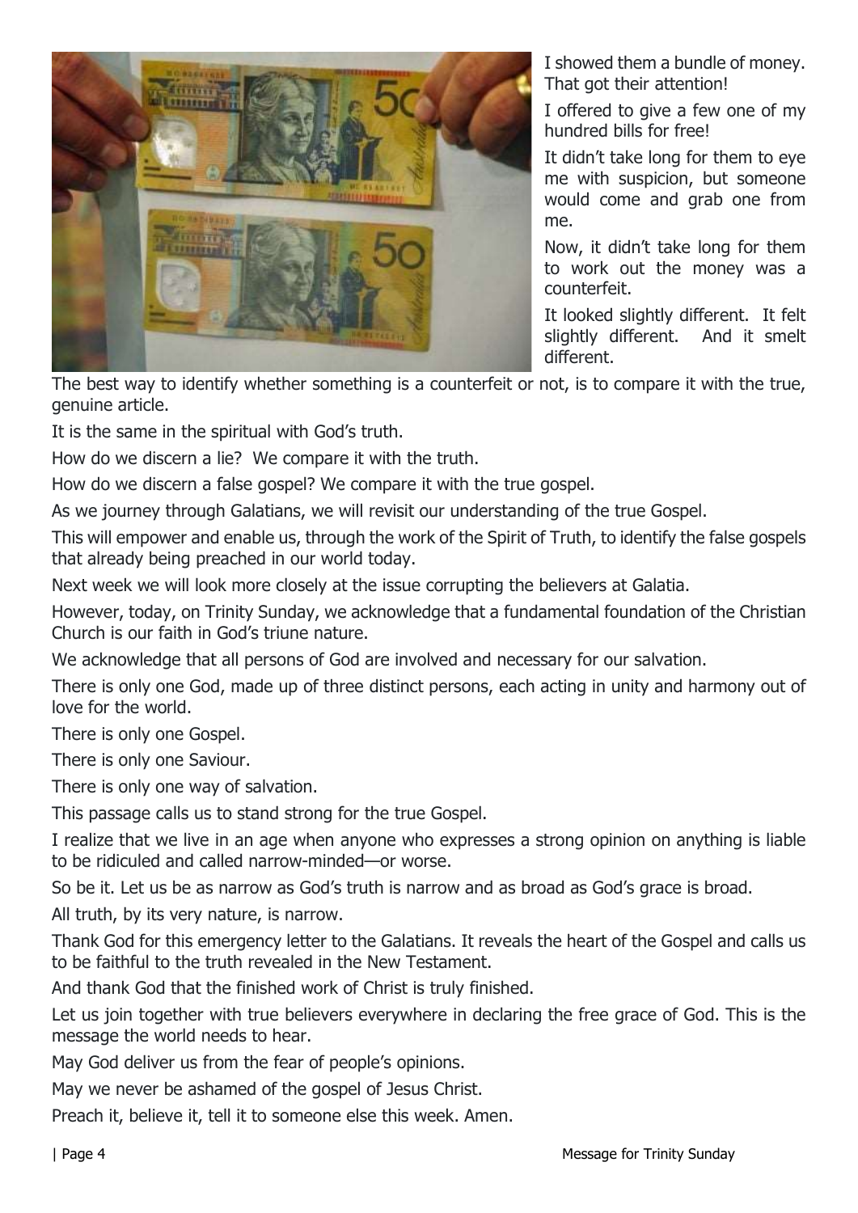I showed them a bundle of money. That got their attention!

I offered to give a few one of my hundred bills for free!

It didn't take long for them to eye me with suspicion, but someone would come and grab one from me.

Now, it didn't take long for them to work out the money was a counterfeit.

It looked slightly different. It felt slightly different. And it smelt different.

The best way to identify whether something is a counterfeit or not, is to compare it with the true, genuine article.

It is the same in the spiritual with God's truth.

How do we discern a lie? We compare it with the truth.

How do we discern a false gospel? We compare it with the true gospel.

As we journey through Galatians, we will revisit our understanding of the true Gospel.

This will empower and enable us, through the work of the Spirit of Truth, to identify the false gospels that already being preached in our world today.

Next week we will look more closely at the issue corrupting the believers at Galatia.

However, today, on Trinity Sunday, we acknowledge that a fundamental foundation of the Christian Church is our faith in God's triune nature.

We acknowledge that all persons of God are involved and necessary for our salvation.

There is only one God, made up of three distinct persons, each acting in unity and harmony out of love for the world.

There is only one Gospel.

There is only one Saviour.

There is only one way of salvation.

This passage calls us to stand strong for the true Gospel.

I realize that we live in an age when anyone who expresses a strong opinion on anything is liable to be ridiculed and called narrow-minded—or worse.

So be it. Let us be as narrow as God's truth is narrow and as broad as God's grace is broad.

All truth, by its very nature, is narrow.

Thank God for this emergency letter to the Galatians. It reveals the heart of the Gospel and calls us to be faithful to the truth revealed in the New Testament.

And thank God that the finished work of Christ is truly finished.

Let us join together with true believers everywhere in declaring the free grace of God. This is the message the world needs to hear.

May God deliver us from the fear of people's opinions.

May we never be ashamed of the gospel of Jesus Christ.

Preach it, believe it, tell it to someone else this week. Amen.